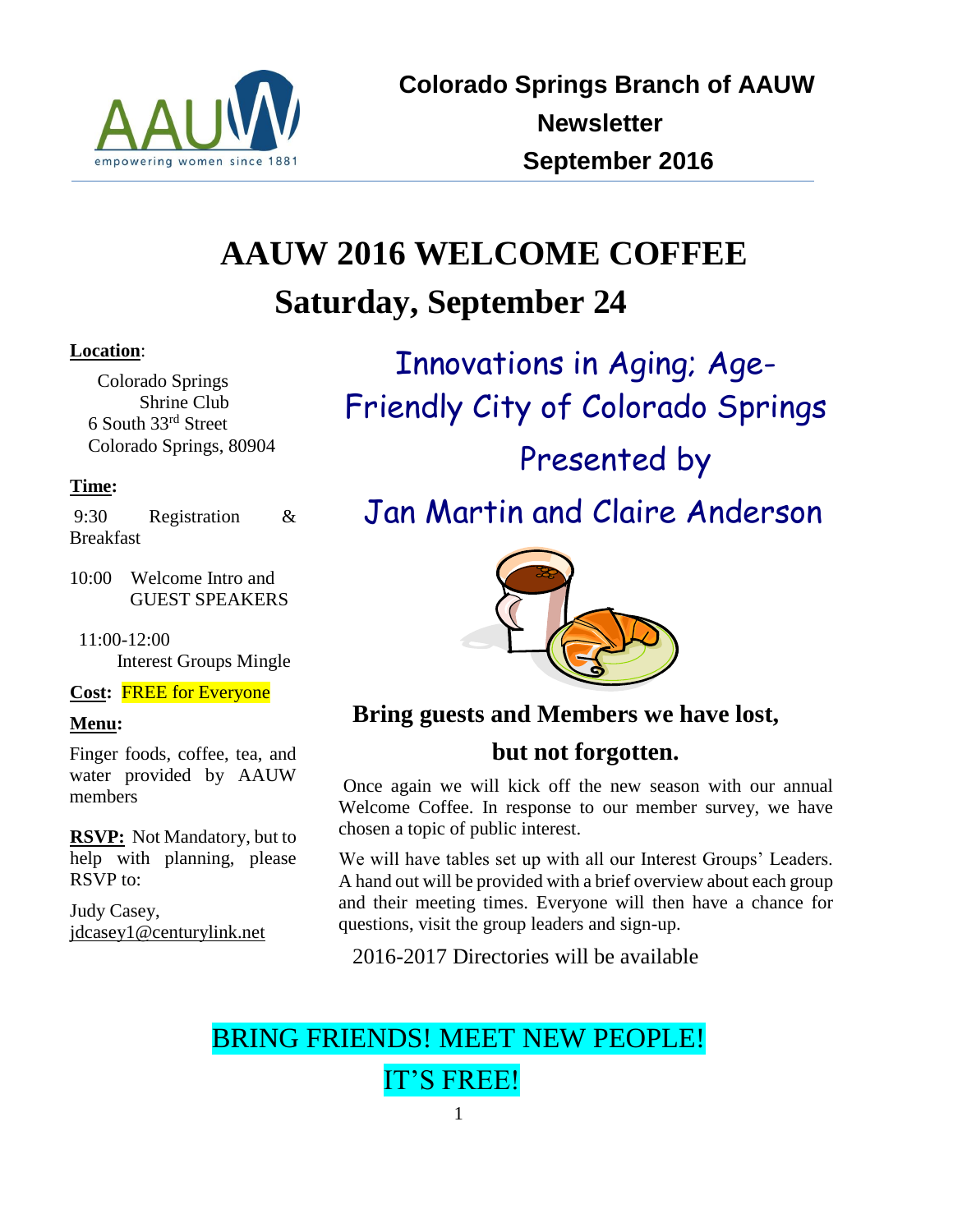Colorado Springs Branch of AAUW
Newsletter
September 2016

# AAUW 2016 WELCOME COFFEE

## Saturday, September 24

**Location**:

Colorado Springs
Shrine Club
6 South 33rd Street
Colorado Springs, 80904

**Time:**

9:30 Registration & Breakfast

10:00 Welcome Intro and GUEST SPEAKERS

11:00-12:00 Interest Groups Mingle

**Cost:** FREE for Everyone

**Menu:**

Finger foods, coffee, tea, and water provided by AAUW members

**RSVP:** Not Mandatory, but to help with planning, please RSVP to:

Judy Casey,
jdcasey1@centurylink.net

## Innovations in Aging; Age-Friendly City of Colorado Springs

## Presented by

## Jan Martin and Claire Anderson

**Bring guests and Members we have lost, but not forgotten.**

Once again we will kick off the new season with our annual Welcome Coffee. In response to our member survey, we have chosen a topic of public interest.

We will have tables set up with all our Interest Groups' Leaders. A hand out will be provided with a brief overview about each group and their meeting times. Everyone will then have a chance for questions, visit the group leaders and sign-up.

2016-2017 Directories will be available

BRING FRIENDS! MEET NEW PEOPLE!
IT'S FREE!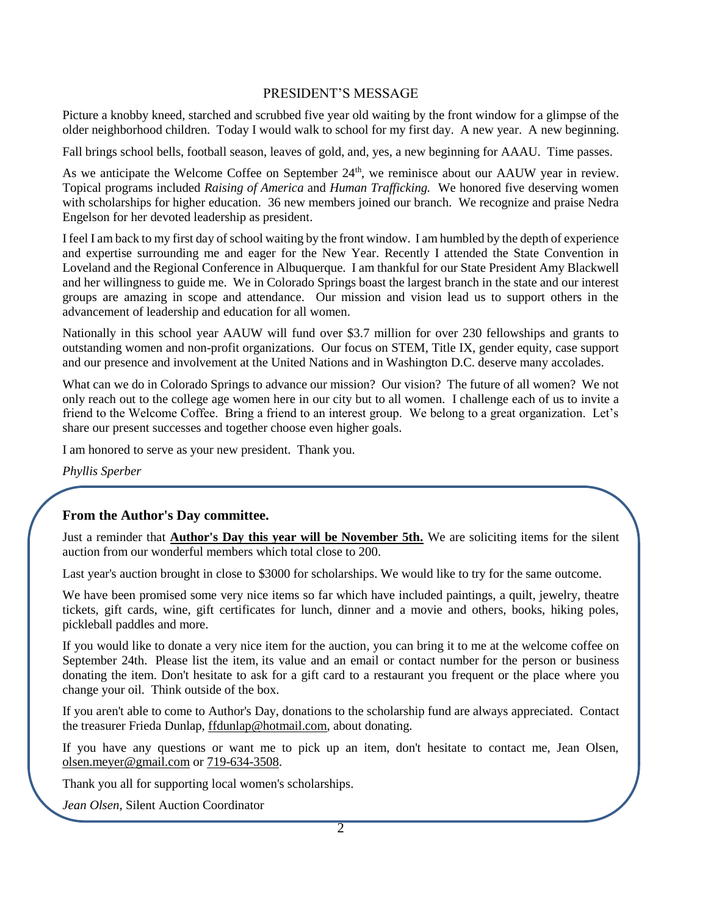## PRESIDENT'S MESSAGE

Picture a knobby kneed, starched and scrubbed five year old waiting by the front window for a glimpse of the older neighborhood children. Today I would walk to school for my first day. A new year. A new beginning.

Fall brings school bells, football season, leaves of gold, and, yes, a new beginning for AAAU. Time passes.

As we anticipate the Welcome Coffee on September 24th, we reminisce about our AAUW year in review. Topical programs included *Raising of America* and *Human Trafficking.* We honored five deserving women with scholarships for higher education. 36 new members joined our branch. We recognize and praise Nedra Engelson for her devoted leadership as president.

I feel I am back to my first day of school waiting by the front window. I am humbled by the depth of experience and expertise surrounding me and eager for the New Year. Recently I attended the State Convention in Loveland and the Regional Conference in Albuquerque. I am thankful for our State President Amy Blackwell and her willingness to guide me. We in Colorado Springs boast the largest branch in the state and our interest groups are amazing in scope and attendance. Our mission and vision lead us to support others in the advancement of leadership and education for all women.

Nationally in this school year AAUW will fund over $3.7 million for over 230 fellowships and grants to outstanding women and non-profit organizations. Our focus on STEM, Title IX, gender equity, case support and our presence and involvement at the United Nations and in Washington D.C. deserve many accolades.

What can we do in Colorado Springs to advance our mission? Our vision? The future of all women? We not only reach out to the college age women here in our city but to all women. I challenge each of us to invite a friend to the Welcome Coffee. Bring a friend to an interest group. We belong to a great organization. Let's share our present successes and together choose even higher goals.

I am honored to serve as your new president. Thank you.

*Phyllis Sperber*

### From the Author's Day committee.

Just a reminder that **Author's Day this year will be November 5th.** We are soliciting items for the silent auction from our wonderful members which total close to 200.

Last year's auction brought in close to $3000 for scholarships. We would like to try for the same outcome.

We have been promised some very nice items so far which have included paintings, a quilt, jewelry, theatre tickets, gift cards, wine, gift certificates for lunch, dinner and a movie and others, books, hiking poles, pickleball paddles and more.

If you would like to donate a very nice item for the auction, you can bring it to me at the welcome coffee on September 24th. Please list the item, its value and an email or contact number for the person or business donating the item. Don't hesitate to ask for a gift card to a restaurant you frequent or the place where you change your oil. Think outside of the box.

If you aren't able to come to Author's Day, donations to the scholarship fund are always appreciated. Contact the treasurer Frieda Dunlap, ffdunlap@hotmail.com, about donating.

If you have any questions or want me to pick up an item, don't hesitate to contact me, Jean Olsen, olsen.meyer@gmail.com or 719-634-3508.

Thank you all for supporting local women's scholarships.

*Jean Olsen,* Silent Auction Coordinator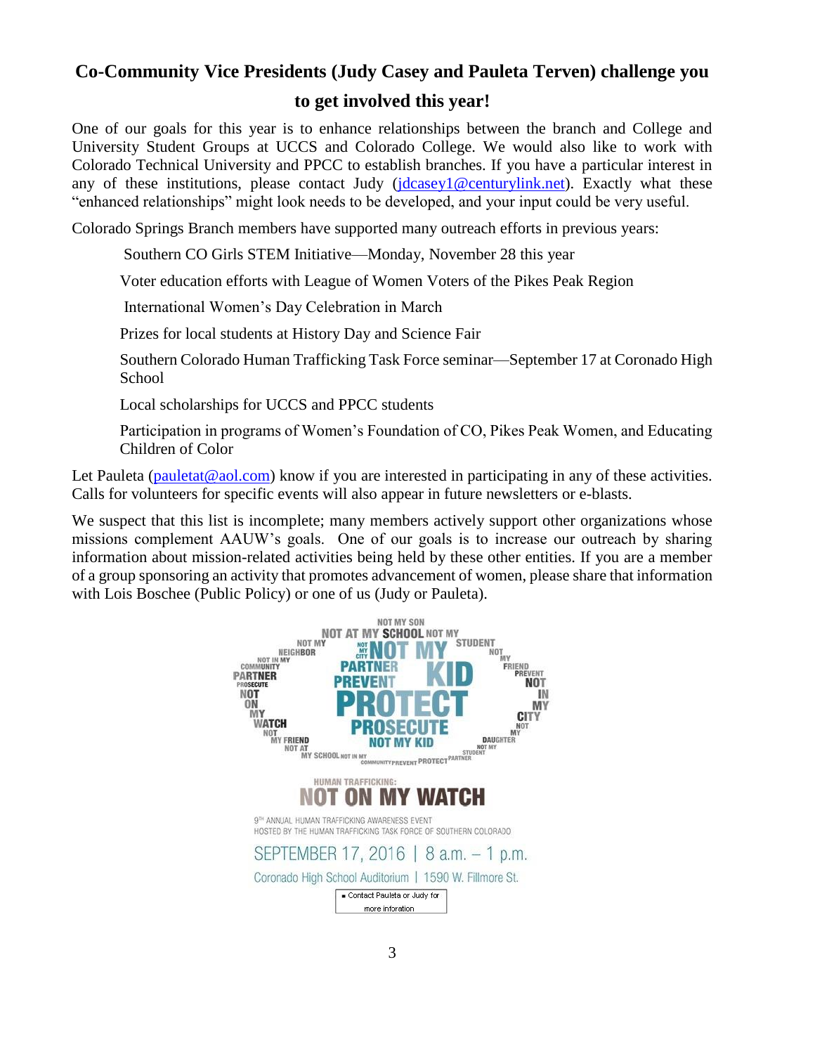## Co-Community Vice Presidents (Judy Casey and Pauleta Terven) challenge you to get involved this year!

One of our goals for this year is to enhance relationships between the branch and College and University Student Groups at UCCS and Colorado College. We would also like to work with Colorado Technical University and PPCC to establish branches. If you have a particular interest in any of these institutions, please contact Judy (jdcasey1@centurylink.net). Exactly what these "enhanced relationships" might look needs to be developed, and your input could be very useful.

Colorado Springs Branch members have supported many outreach efforts in previous years:

- Southern CO Girls STEM Initiative—Monday, November 28 this year
- Voter education efforts with League of Women Voters of the Pikes Peak Region
- International Women's Day Celebration in March
- Prizes for local students at History Day and Science Fair
- Southern Colorado Human Trafficking Task Force seminar—September 17 at Coronado High School
- Local scholarships for UCCS and PPCC students
- Participation in programs of Women's Foundation of CO, Pikes Peak Women, and Educating Children of Color

Let Pauleta (pauletat@aol.com) know if you are interested in participating in any of these activities. Calls for volunteers for specific events will also appear in future newsletters or e-blasts.

We suspect that this list is incomplete; many members actively support other organizations whose missions complement AAUW's goals. One of our goals is to increase our outreach by sharing information about mission-related activities being held by these other entities. If you are a member of a group sponsoring an activity that promotes advancement of women, please share that information with Lois Boschee (Public Policy) or one of us (Judy or Pauleta).

HUMAN TRAFFICKING:
**NOT ON MY WATCH**

9TH ANNUAL HUMAN TRAFFICKING AWARENESS EVENT
HOSTED BY THE HUMAN TRAFFICKING TASK FORCE OF SOUTHERN COLORADO

SEPTEMBER 17, 2016 | 8 a.m. – 1 p.m.

Coronado High School Auditorium | 1590 W. Fillmore St.

- Contact Pauleta or Judy for more inforation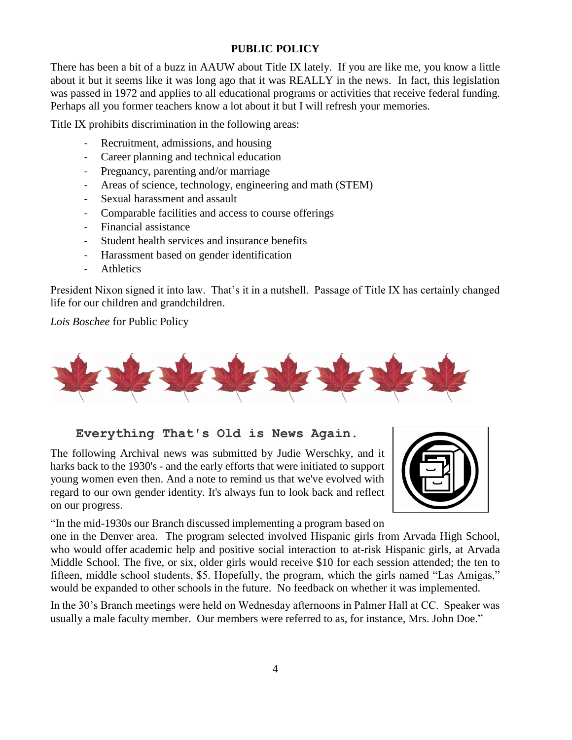## PUBLIC POLICY

There has been a bit of a buzz in AAUW about Title IX lately. If you are like me, you know a little about it but it seems like it was long ago that it was REALLY in the news. In fact, this legislation was passed in 1972 and applies to all educational programs or activities that receive federal funding. Perhaps all you former teachers know a lot about it but I will refresh your memories.

Title IX prohibits discrimination in the following areas:

- Recruitment, admissions, and housing
- Career planning and technical education
- Pregnancy, parenting and/or marriage
- Areas of science, technology, engineering and math (STEM)
- Sexual harassment and assault
- Comparable facilities and access to course offerings
- Financial assistance
- Student health services and insurance benefits
- Harassment based on gender identification
- Athletics

President Nixon signed it into law. That's it in a nutshell. Passage of Title IX has certainly changed life for our children and grandchildren.

*Lois Boschee* for Public Policy

## Everything That's Old is News Again.

The following Archival news was submitted by Judie Werschky, and it harks back to the 1930's - and the early efforts that were initiated to support young women even then. And a note to remind us that we've evolved with regard to our own gender identity. It's always fun to look back and reflect on our progress.

"In the mid-1930s our Branch discussed implementing a program based on one in the Denver area. The program selected involved Hispanic girls from Arvada High School, who would offer academic help and positive social interaction to at-risk Hispanic girls, at Arvada Middle School. The five, or six, older girls would receive $10 for each session attended; the ten to fifteen, middle school students, $5. Hopefully, the program, which the girls named "Las Amigas," would be expanded to other schools in the future. No feedback on whether it was implemented.

In the 30's Branch meetings were held on Wednesday afternoons in Palmer Hall at CC. Speaker was usually a male faculty member. Our members were referred to as, for instance, Mrs. John Doe."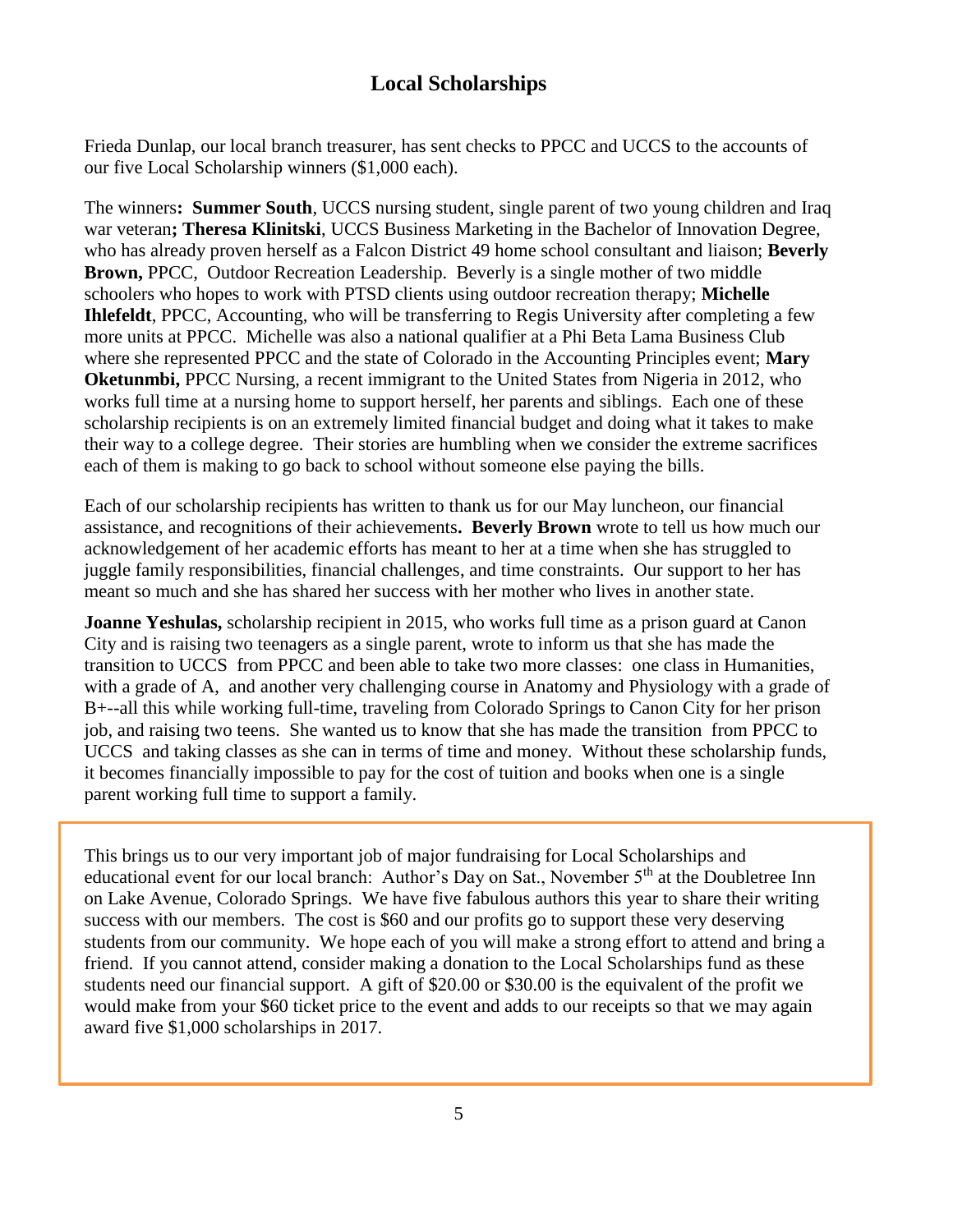## Local Scholarships

Frieda Dunlap, our local branch treasurer, has sent checks to PPCC and UCCS to the accounts of our five Local Scholarship winners ($1,000 each).

The winners**: Summer South**, UCCS nursing student, single parent of two young children and Iraq war veteran**; Theresa Klinitski**, UCCS Business Marketing in the Bachelor of Innovation Degree, who has already proven herself as a Falcon District 49 home school consultant and liaison; **Beverly Brown,** PPCC, Outdoor Recreation Leadership. Beverly is a single mother of two middle schoolers who hopes to work with PTSD clients using outdoor recreation therapy; **Michelle Ihlefeldt**, PPCC, Accounting, who will be transferring to Regis University after completing a few more units at PPCC. Michelle was also a national qualifier at a Phi Beta Lama Business Club where she represented PPCC and the state of Colorado in the Accounting Principles event; **Mary Oketunmbi,** PPCC Nursing, a recent immigrant to the United States from Nigeria in 2012, who works full time at a nursing home to support herself, her parents and siblings. Each one of these scholarship recipients is on an extremely limited financial budget and doing what it takes to make their way to a college degree. Their stories are humbling when we consider the extreme sacrifices each of them is making to go back to school without someone else paying the bills.

Each of our scholarship recipients has written to thank us for our May luncheon, our financial assistance, and recognitions of their achievements**. Beverly Brown** wrote to tell us how much our acknowledgement of her academic efforts has meant to her at a time when she has struggled to juggle family responsibilities, financial challenges, and time constraints. Our support to her has meant so much and she has shared her success with her mother who lives in another state.

**Joanne Yeshulas,** scholarship recipient in 2015, who works full time as a prison guard at Canon City and is raising two teenagers as a single parent, wrote to inform us that she has made the transition to UCCS from PPCC and been able to take two more classes: one class in Humanities, with a grade of A, and another very challenging course in Anatomy and Physiology with a grade of B+--all this while working full-time, traveling from Colorado Springs to Canon City for her prison job, and raising two teens. She wanted us to know that she has made the transition from PPCC to UCCS and taking classes as she can in terms of time and money. Without these scholarship funds, it becomes financially impossible to pay for the cost of tuition and books when one is a single parent working full time to support a family.

This brings us to our very important job of major fundraising for Local Scholarships and educational event for our local branch: Author's Day on Sat., November 5th at the Doubletree Inn on Lake Avenue, Colorado Springs. We have five fabulous authors this year to share their writing success with our members. The cost is $60 and our profits go to support these very deserving students from our community. We hope each of you will make a strong effort to attend and bring a friend. If you cannot attend, consider making a donation to the Local Scholarships fund as these students need our financial support. A gift of $20.00 or $30.00 is the equivalent of the profit we would make from your $60 ticket price to the event and adds to our receipts so that we may again award five $1,000 scholarships in 2017.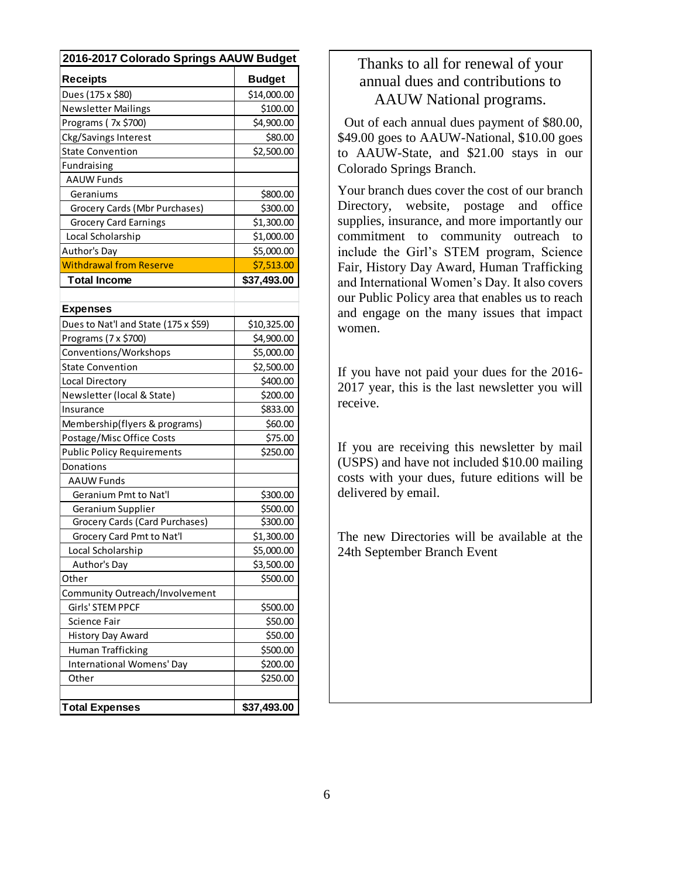## 2016-2017 Colorado Springs AAUW Budget

| Receipts | Budget |
|---|---|
| Dues (175 x $80) | $14,000.00 |
| Newsletter Mailings | $100.00 |
| Programs ( 7x $700) | $4,900.00 |
| Ckg/Savings Interest | $80.00 |
| State Convention | $2,500.00 |
| Fundraising | |
| AAUW Funds | |
| Geraniums | $800.00 |
| Grocery Cards (Mbr Purchases) | $300.00 |
| Grocery Card Earnings | $1,300.00 |
| Local Scholarship | $1,000.00 |
| Author's Day | $5,000.00 |
| Withdrawal from Reserve | $7,513.00 |
| **Total Income** | **$37,493.00** |
| | |
| **Expenses** | |
| Dues to Nat'l and State (175 x $59) | $10,325.00 |
| Programs (7 x $700) | $4,900.00 |
| Conventions/Workshops | $5,000.00 |
| State Convention | $2,500.00 |
| Local Directory | $400.00 |
| Newsletter (local & State) | $200.00 |
| Insurance | $833.00 |
| Membership(flyers & programs) | $60.00 |
| Postage/Misc Office Costs | $75.00 |
| Public Policy Requirements | $250.00 |
| Donations | |
| AAUW Funds | |
| Geranium Pmt to Nat'l | $300.00 |
| Geranium Supplier | $500.00 |
| Grocery Cards (Card Purchases) | $300.00 |
| Grocery Card Pmt to Nat'l | $1,300.00 |
| Local Scholarship | $5,000.00 |
| Author's Day | $3,500.00 |
| Other | $500.00 |
| Community Outreach/Involvement | |
| Girls' STEM PPCF | $500.00 |
| Science Fair | $50.00 |
| History Day Award | $50.00 |
| Human Trafficking | $500.00 |
| International Womens' Day | $200.00 |
| Other | $250.00 |
| | |
| **Total Expenses** | **$37,493.00** |

Thanks to all for renewal of your annual dues and contributions to AAUW National programs.

Out of each annual dues payment of $80.00, $49.00 goes to AAUW-National, $10.00 goes to AAUW-State, and $21.00 stays in our Colorado Springs Branch.

Your branch dues cover the cost of our branch Directory, website, postage and office supplies, insurance, and more importantly our commitment to community outreach to include the Girl's STEM program, Science Fair, History Day Award, Human Trafficking and International Women's Day. It also covers our Public Policy area that enables us to reach and engage on the many issues that impact women.

If you have not paid your dues for the 2016-2017 year, this is the last newsletter you will receive.

If you are receiving this newsletter by mail (USPS) and have not included $10.00 mailing costs with your dues, future editions will be delivered by email.

The new Directories will be available at the 24th September Branch Event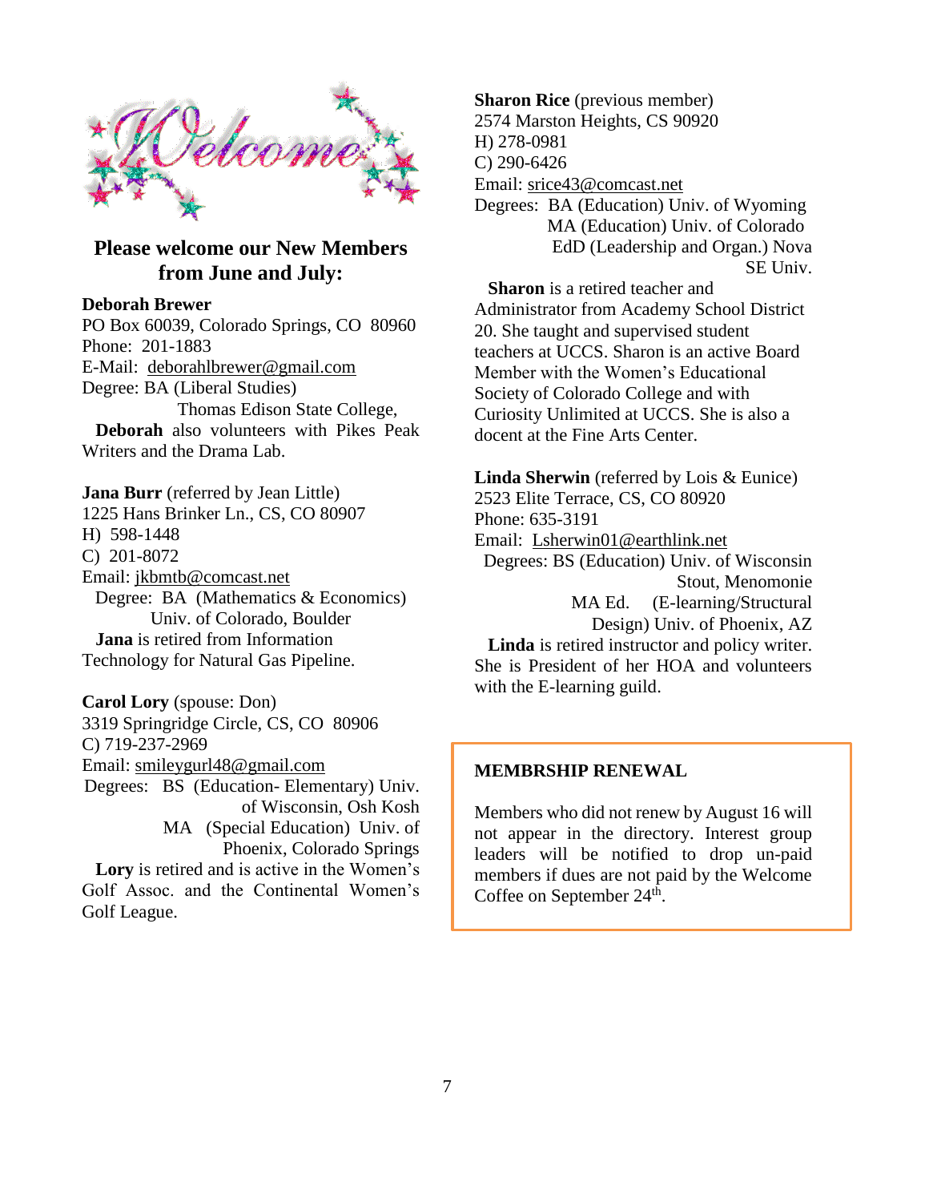## Please welcome our New Members from June and July:

**Deborah Brewer**
PO Box 60039, Colorado Springs, CO 80960
Phone: 201-1883
E-Mail: deborahlbrewer@gmail.com
Degree: BA (Liberal Studies)
Thomas Edison State College,

**Deborah** also volunteers with Pikes Peak Writers and the Drama Lab.

**Jana Burr** (referred by Jean Little)
1225 Hans Brinker Ln., CS, CO 80907
H) 598-1448
C) 201-8072
Email: jkbmtb@comcast.net
Degree: BA (Mathematics & Economics)
Univ. of Colorado, Boulder

**Jana** is retired from Information Technology for Natural Gas Pipeline.

**Carol Lory** (spouse: Don)
3319 Springridge Circle, CS, CO 80906
C) 719-237-2969
Email: smileygurl48@gmail.com
Degrees: BS (Education- Elementary) Univ. of Wisconsin, Osh Kosh
MA (Special Education) Univ. of Phoenix, Colorado Springs

**Lory** is retired and is active in the Women's Golf Assoc. and the Continental Women's Golf League.

**Sharon Rice** (previous member)
2574 Marston Heights, CS 90920
H) 278-0981
C) 290-6426
Email: srice43@comcast.net
Degrees: BA (Education) Univ. of Wyoming
MA (Education) Univ. of Colorado
EdD (Leadership and Organ.) Nova SE Univ.

**Sharon** is a retired teacher and Administrator from Academy School District 20. She taught and supervised student teachers at UCCS. Sharon is an active Board Member with the Women's Educational Society of Colorado College and with Curiosity Unlimited at UCCS. She is also a docent at the Fine Arts Center.

**Linda Sherwin** (referred by Lois & Eunice)
2523 Elite Terrace, CS, CO 80920
Phone: 635-3191
Email: Lsherwin01@earthlink.net
Degrees: BS (Education) Univ. of Wisconsin Stout, Menomonie
MA Ed. (E-learning/Structural Design) Univ. of Phoenix, AZ

**Linda** is retired instructor and policy writer. She is President of her HOA and volunteers with the E-learning guild.

**MEMBRSHIP RENEWAL**

Members who did not renew by August 16 will not appear in the directory. Interest group leaders will be notified to drop un-paid members if dues are not paid by the Welcome Coffee on September 24th.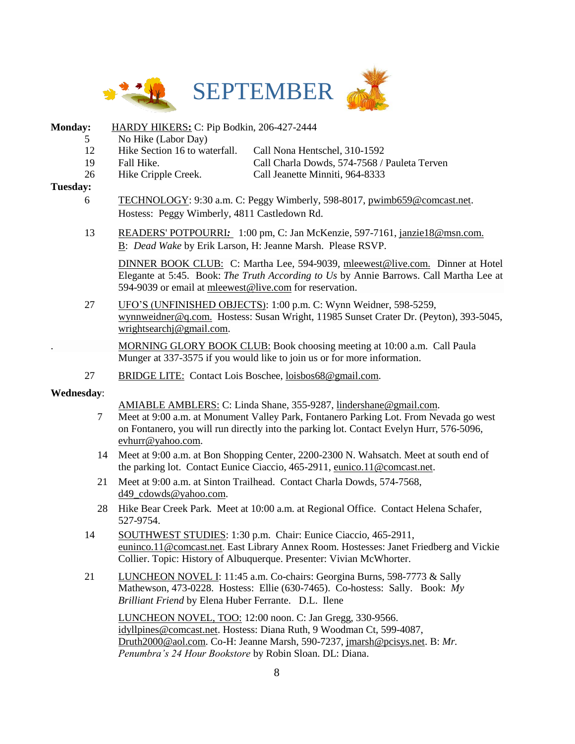# SEPTEMBER

**Monday:** HARDY HIKERS**:** C: Pip Bodkin, 206-427-2444

| | | |
|---|---|---|
| 5 | No Hike (Labor Day) | |
| 12 | Hike Section 16 to waterfall. | Call Nona Hentschel, 310-1592 |
| 19 | Fall Hike. | Call Charla Dowds, 574-7568 / Pauleta Terven |
| 26 | Hike Cripple Creek. | Call Jeanette Minniti, 964-8333 |

**Tuesday:**

6 TECHNOLOGY: 9:30 a.m. C: Peggy Wimberly, 598-8017, pwimb659@comcast.net. Hostess: Peggy Wimberly, 4811 Castledown Rd.

13 READERS' POTPOURRI*:* 1:00 pm, C: Jan McKenzie, 597-7161, janzie18@msn.com. B: *Dead Wake* by Erik Larson, H: Jeanne Marsh. Please RSVP.

DINNER BOOK CLUB: C: Martha Lee, 594-9039, mleewest@live.com. Dinner at Hotel Elegante at 5:45. Book: *The Truth According to Us* by Annie Barrows. Call Martha Lee at 594-9039 or email at mleewest@live.com for reservation.

27 UFO'S (UNFINISHED OBJECTS): 1:00 p.m. C: Wynn Weidner, 598-5259, wynnweidner@q.com. Hostess: Susan Wright, 11985 Sunset Crater Dr. (Peyton), 393-5045, wrightsearchj@gmail.com.

. MORNING GLORY BOOK CLUB: Book choosing meeting at 10:00 a.m. Call Paula Munger at 337-3575 if you would like to join us or for more information.

27 BRIDGE LITE: Contact Lois Boschee, loisbos68@gmail.com.

**Wednesday**:

AMIABLE AMBLERS: C: Linda Shane, 355-9287, lindershane@gmail.com.

7 Meet at 9:00 a.m. at Monument Valley Park, Fontanero Parking Lot. From Nevada go west on Fontanero, you will run directly into the parking lot. Contact Evelyn Hurr, 576-5096, evhurr@yahoo.com.

14 Meet at 9:00 a.m. at Bon Shopping Center, 2200-2300 N. Wahsatch. Meet at south end of the parking lot. Contact Eunice Ciaccio, 465-2911, eunico.11@comcast.net.

21 Meet at 9:00 a.m. at Sinton Trailhead. Contact Charla Dowds, 574-7568, d49_cdowds@yahoo.com.

28 Hike Bear Creek Park. Meet at 10:00 a.m. at Regional Office. Contact Helena Schafer, 527-9754.

14 SOUTHWEST STUDIES: 1:30 p.m. Chair: Eunice Ciaccio, 465-2911, euninco.11@comcast.net. East Library Annex Room. Hostesses: Janet Friedberg and Vickie Collier. Topic: History of Albuquerque. Presenter: Vivian McWhorter.

21 LUNCHEON NOVEL I: 11:45 a.m. Co-chairs: Georgina Burns, 598-7773 & Sally Mathewson, 473-0228. Hostess: Ellie (630-7465). Co-hostess: Sally. Book: *My Brilliant Friend* by Elena Huber Ferrante. D.L. Ilene

LUNCHEON NOVEL, TOO: 12:00 noon. C: Jan Gregg, 330-9566. idyllpines@comcast.net. Hostess: Diana Ruth, 9 Woodman Ct, 599-4087, Druth2000@aol.com. Co-H: Jeanne Marsh, 590-7237, jmarsh@pcisys.net. B: *Mr. Penumbra's 24 Hour Bookstore* by Robin Sloan. DL: Diana.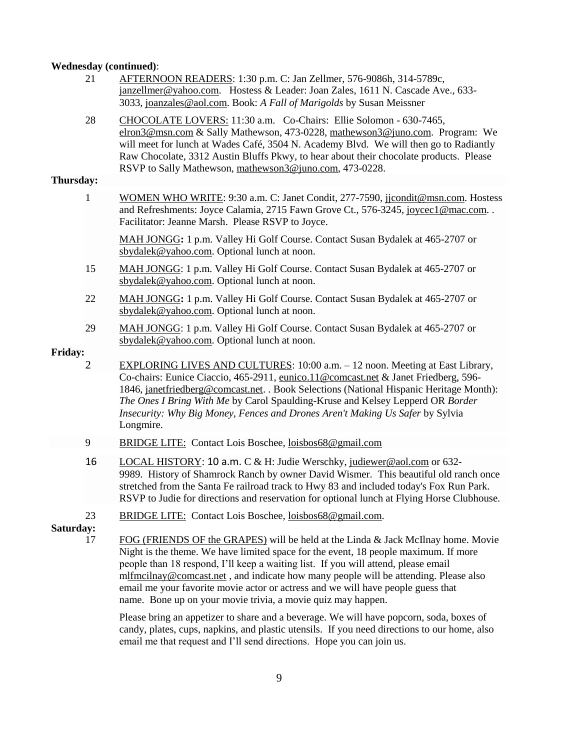**Wednesday (continued)**:

21 AFTERNOON READERS: 1:30 p.m. C: Jan Zellmer, 576-9086h, 314-5789c, janzellmer@yahoo.com. Hostess & Leader: Joan Zales, 1611 N. Cascade Ave., 633-3033, joanzales@aol.com. Book: *A Fall of Marigolds* by Susan Meissner

28 CHOCOLATE LOVERS: 11:30 a.m. Co-Chairs: Ellie Solomon - 630-7465, elron3@msn.com & Sally Mathewson, 473-0228, mathewson3@juno.com. Program: We will meet for lunch at Wades Café, 3504 N. Academy Blvd. We will then go to Radiantly Raw Chocolate, 3312 Austin Bluffs Pkwy, to hear about their chocolate products. Please RSVP to Sally Mathewson, mathewson3@juno.com, 473-0228.

**Thursday:**

1 WOMEN WHO WRITE: 9:30 a.m. C: Janet Condit, 277-7590, jjcondit@msn.com. Hostess and Refreshments: Joyce Calamia, 2715 Fawn Grove Ct., 576-3245, joycec1@mac.com. . Facilitator: Jeanne Marsh. Please RSVP to Joyce.

MAH JONGG**:** 1 p.m. Valley Hi Golf Course. Contact Susan Bydalek at 465-2707 or sbydalek@yahoo.com. Optional lunch at noon.

15 MAH JONGG: 1 p.m. Valley Hi Golf Course. Contact Susan Bydalek at 465-2707 or sbydalek@yahoo.com. Optional lunch at noon.

22 MAH JONGG**:** 1 p.m. Valley Hi Golf Course. Contact Susan Bydalek at 465-2707 or sbydalek@yahoo.com. Optional lunch at noon.

29 MAH JONGG: 1 p.m. Valley Hi Golf Course. Contact Susan Bydalek at 465-2707 or sbydalek@yahoo.com. Optional lunch at noon.

**Friday:**

2 EXPLORING LIVES AND CULTURES: 10:00 a.m. – 12 noon. Meeting at East Library, Co-chairs: Eunice Ciaccio, 465-2911, eunico.11@comcast.net & Janet Friedberg, 596-1846, janetfriedberg@comcast.net. . Book Selections (National Hispanic Heritage Month): *The Ones I Bring With Me* by Carol Spaulding-Kruse and Kelsey Lepperd OR *Border Insecurity: Why Big Money, Fences and Drones Aren't Making Us Safer* by Sylvia Longmire.

9 BRIDGE LITE: Contact Lois Boschee, loisbos68@gmail.com

16 LOCAL HISTORY: 10 a.m. C & H: Judie Werschky, judiewer@aol.com or 632-9989. History of Shamrock Ranch by owner David Wismer. This beautiful old ranch once stretched from the Santa Fe railroad track to Hwy 83 and included today's Fox Run Park. RSVP to Judie for directions and reservation for optional lunch at Flying Horse Clubhouse.

23 BRIDGE LITE: Contact Lois Boschee, loisbos68@gmail.com.

**Saturday:**

17 FOG (FRIENDS OF the GRAPES) will be held at the Linda & Jack McIlnay home. Movie Night is the theme. We have limited space for the event, 18 people maximum. If more people than 18 respond, I'll keep a waiting list. If you will attend, please email mlfmcilnay@comcast.net , and indicate how many people will be attending. Please also email me your favorite movie actor or actress and we will have people guess that name. Bone up on your movie trivia, a movie quiz may happen.

Please bring an appetizer to share and a beverage. We will have popcorn, soda, boxes of candy, plates, cups, napkins, and plastic utensils. If you need directions to our home, also email me that request and I'll send directions. Hope you can join us.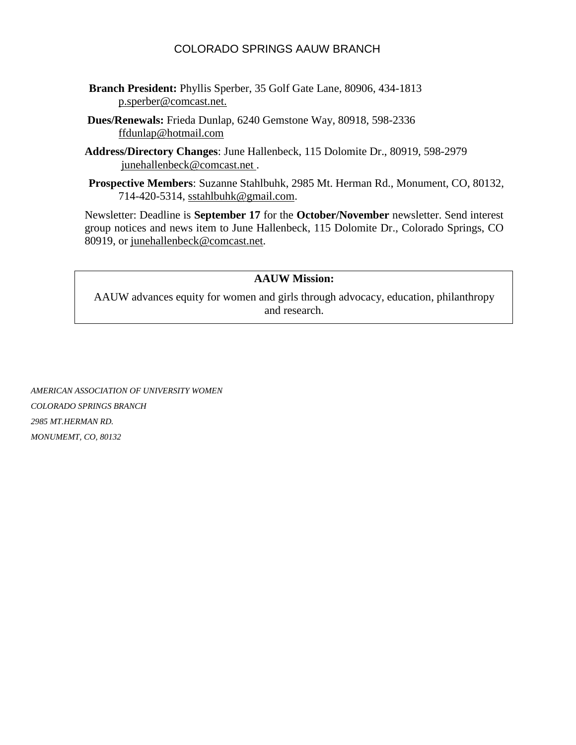COLORADO SPRINGS AAUW BRANCH

**Branch President:** Phyllis Sperber, 35 Golf Gate Lane, 80906, 434-1813
p.sperber@comcast.net.

**Dues/Renewals:** Frieda Dunlap, 6240 Gemstone Way, 80918, 598-2336
ffdunlap@hotmail.com

**Address/Directory Changes**: June Hallenbeck, 115 Dolomite Dr., 80919, 598-2979
junehallenbeck@comcast.net .

**Prospective Members**: Suzanne Stahlbuhk, 2985 Mt. Herman Rd., Monument, CO, 80132, 714-420-5314, sstahlbuhk@gmail.com.

Newsletter: Deadline is **September 17** for the **October/November** newsletter. Send interest group notices and news item to June Hallenbeck, 115 Dolomite Dr., Colorado Springs, CO 80919, or junehallenbeck@comcast.net.

**AAUW Mission:**

AAUW advances equity for women and girls through advocacy, education, philanthropy and research.

*AMERICAN ASSOCIATION OF UNIVERSITY WOMEN*

*COLORADO SPRINGS BRANCH*

*2985 MT.HERMAN RD.*

*MONUMEMT, CO, 80132*